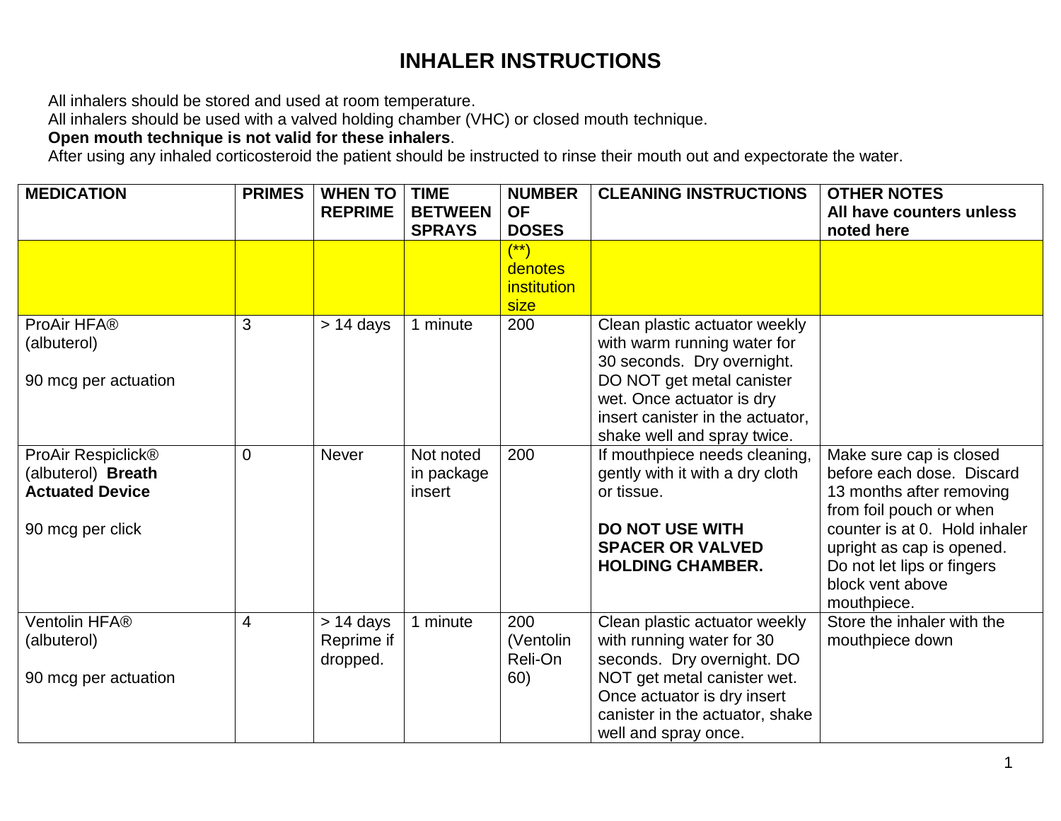# INHALER INSTRUCTIONS

All inhalers should be stored and used at room temperature.
All inhalers should be used with a valved holding chamber (VHC) or closed mouth technique.
**Open mouth technique is not valid for these inhalers**.
After using any inhaled corticosteroid the patient should be instructed to rinse their mouth out and expectorate the water.

| MEDICATION | PRIMES | WHEN TO REPRIME | TIME BETWEEN SPRAYS | NUMBER OF DOSES | CLEANING INSTRUCTIONS | OTHER NOTES All have counters unless noted here |
|---|---|---|---|---|---|---|
| | | | | (**) denotes institution size | | |
| ProAir HFA® (albuterol)<br><br>90 mcg per actuation | 3 | > 14 days | 1 minute | 200 | Clean plastic actuator weekly with warm running water for 30 seconds. Dry overnight. DO NOT get metal canister wet. Once actuator is dry insert canister in the actuator, shake well and spray twice. | |
| ProAir Respiclick® (albuterol) **Breath Actuated Device**<br><br>90 mcg per click | 0 | Never | Not noted in package insert | 200 | If mouthpiece needs cleaning, gently with it with a dry cloth or tissue.<br><br>**DO NOT USE WITH SPACER OR VALVED HOLDING CHAMBER.** | Make sure cap is closed before each dose. Discard 13 months after removing from foil pouch or when counter is at 0. Hold inhaler upright as cap is opened. Do not let lips or fingers block vent above mouthpiece. |
| Ventolin HFA® (albuterol)<br><br>90 mcg per actuation | 4 | > 14 days Reprime if dropped. | 1 minute | 200 (Ventolin Reli-On 60) | Clean plastic actuator weekly with running water for 30 seconds. Dry overnight. DO NOT get metal canister wet. Once actuator is dry insert canister in the actuator, shake well and spray once. | Store the inhaler with the mouthpiece down |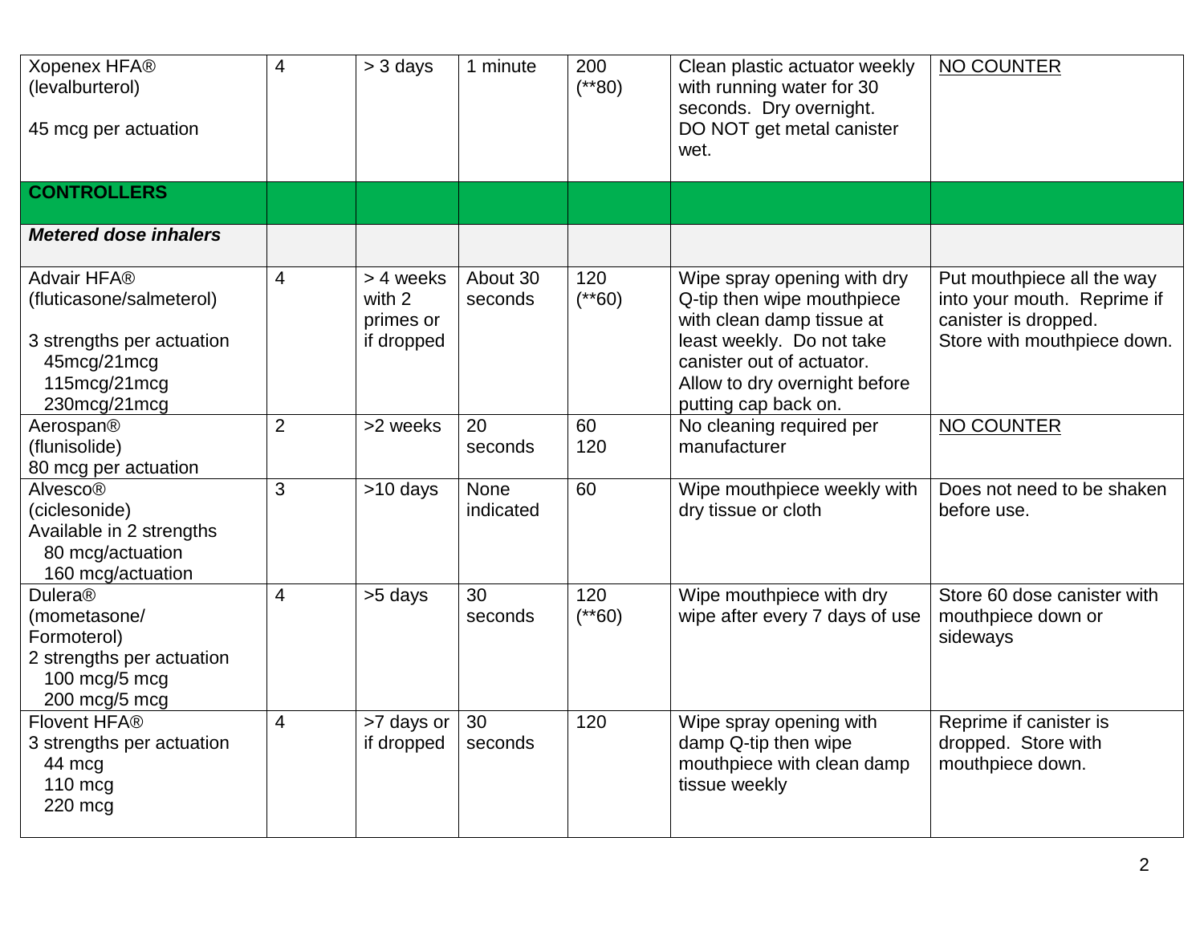| Xopenex HFA® (levalburterol)<br><br>45 mcg per actuation | 4 | > 3 days | 1 minute | 200 (**80) | Clean plastic actuator weekly with running water for 30 seconds. Dry overnight. DO NOT get metal canister wet. | <u>NO COUNTER</u> |
|---|---|---|---|---|---|---|
| **CONTROLLERS** | | | | | | |
| ***Metered dose inhalers*** | | | | | | |
| Advair HFA® (fluticasone/salmeterol)<br><br>3 strengths per actuation<br>45mcg/21mcg<br>115mcg/21mcg<br>230mcg/21mcg | 4 | > 4 weeks with 2 primes or if dropped | About 30 seconds | 120 (**60) | Wipe spray opening with dry Q-tip then wipe mouthpiece with clean damp tissue at least weekly. Do not take canister out of actuator. Allow to dry overnight before putting cap back on. | Put mouthpiece all the way into your mouth. Reprime if canister is dropped. Store with mouthpiece down. |
| Aerospan® (flunisolide)<br>80 mcg per actuation | 2 | >2 weeks | 20 seconds | 60<br>120 | No cleaning required per manufacturer | <u>NO COUNTER</u> |
| Alvesco® (ciclesonide)<br>Available in 2 strengths<br>80 mcg/actuation<br>160 mcg/actuation | 3 | >10 days | None indicated | 60 | Wipe mouthpiece weekly with dry tissue or cloth | Does not need to be shaken before use. |
| Dulera® (mometasone/ Formoterol)<br>2 strengths per actuation<br>100 mcg/5 mcg<br>200 mcg/5 mcg | 4 | >5 days | 30 seconds | 120 (**60) | Wipe mouthpiece with dry wipe after every 7 days of use | Store 60 dose canister with mouthpiece down or sideways |
| Flovent HFA®<br>3 strengths per actuation<br>44 mcg<br>110 mcg<br>220 mcg | 4 | >7 days or if dropped | 30 seconds | 120 | Wipe spray opening with damp Q-tip then wipe mouthpiece with clean damp tissue weekly | Reprime if canister is dropped. Store with mouthpiece down. |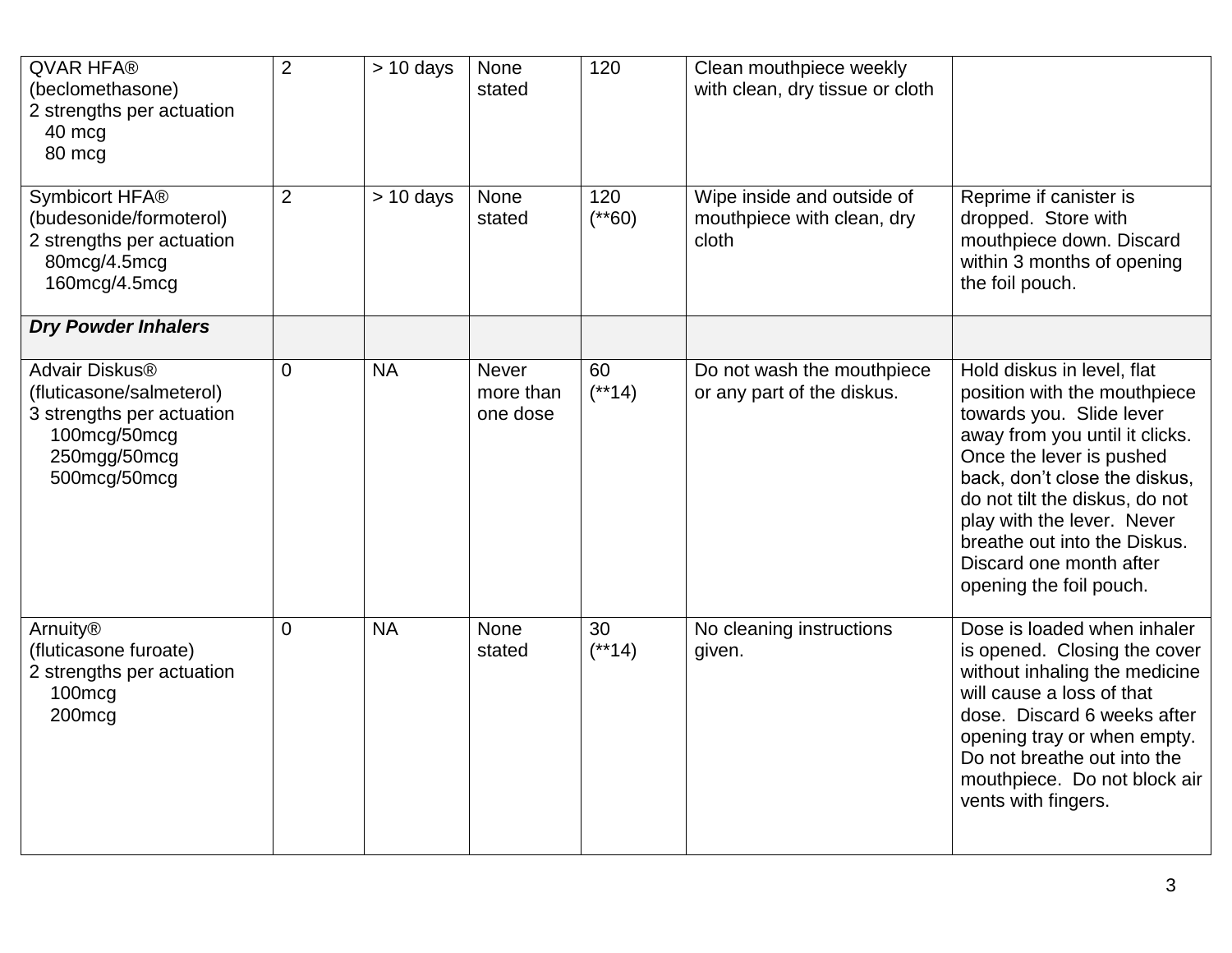| | | | | | | |
|---|---|---|---|---|---|---|
| QVAR HFA® (beclomethasone) 2 strengths per actuation 40 mcg 80 mcg | 2 | > 10 days | None stated | 120 | Clean mouthpiece weekly with clean, dry tissue or cloth | |
| Symbicort HFA® (budesonide/formoterol) 2 strengths per actuation 80mcg/4.5mcg 160mcg/4.5mcg | 2 | > 10 days | None stated | 120 (**60) | Wipe inside and outside of mouthpiece with clean, dry cloth | Reprime if canister is dropped. Store with mouthpiece down. Discard within 3 months of opening the foil pouch. |
| ***Dry Powder Inhalers*** | | | | | | |
| Advair Diskus® (fluticasone/salmeterol) 3 strengths per actuation 100mcg/50mcg 250mgg/50mcg 500mcg/50mcg | 0 | NA | Never more than one dose | 60 (**14) | Do not wash the mouthpiece or any part of the diskus. | Hold diskus in level, flat position with the mouthpiece towards you. Slide lever away from you until it clicks. Once the lever is pushed back, don't close the diskus, do not tilt the diskus, do not play with the lever. Never breathe out into the Diskus. Discard one month after opening the foil pouch. |
| Arnuity® (fluticasone furoate) 2 strengths per actuation 100mcg 200mcg | 0 | NA | None stated | 30 (**14) | No cleaning instructions given. | Dose is loaded when inhaler is opened. Closing the cover without inhaling the medicine will cause a loss of that dose. Discard 6 weeks after opening tray or when empty. Do not breathe out into the mouthpiece. Do not block air vents with fingers. |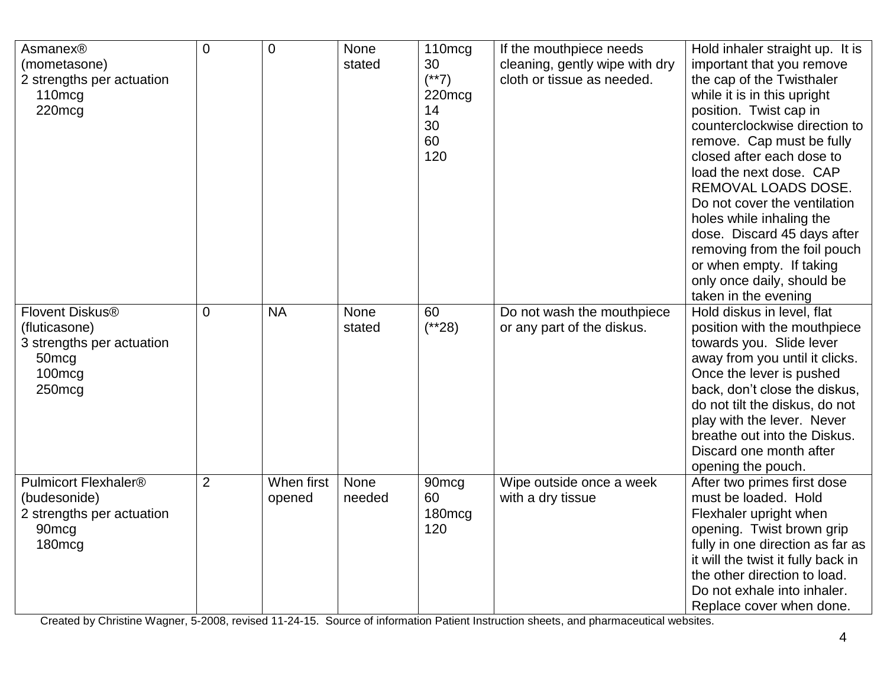| | | | | | | |
|---|---|---|---|---|---|---|
| Asmanex® (mometasone) 2 strengths per actuation 110mcg 220mcg | 0 | 0 | None stated | 110mcg 30 (**7) 220mcg 14 30 60 120 | If the mouthpiece needs cleaning, gently wipe with dry cloth or tissue as needed. | Hold inhaler straight up. It is important that you remove the cap of the Twisthaler while it is in this upright position. Twist cap in counterclockwise direction to remove. Cap must be fully closed after each dose to load the next dose. CAP REMOVAL LOADS DOSE. Do not cover the ventilation holes while inhaling the dose. Discard 45 days after removing from the foil pouch or when empty. If taking only once daily, should be taken in the evening |
| Flovent Diskus® (fluticasone) 3 strengths per actuation 50mcg 100mcg 250mcg | 0 | NA | None stated | 60 (**28) | Do not wash the mouthpiece or any part of the diskus. | Hold diskus in level, flat position with the mouthpiece towards you. Slide lever away from you until it clicks. Once the lever is pushed back, don't close the diskus, do not tilt the diskus, do not play with the lever. Never breathe out into the Diskus. Discard one month after opening the pouch. |
| Pulmicort Flexhaler® (budesonide) 2 strengths per actuation 90mcg 180mcg | 2 | When first opened | None needed | 90mcg 60 180mcg 120 | Wipe outside once a week with a dry tissue | After two primes first dose must be loaded. Hold Flexhaler upright when opening. Twist brown grip fully in one direction as far as it will the twist it fully back in the other direction to load. Do not exhale into inhaler. Replace cover when done. |

Created by Christine Wagner, 5-2008, revised 11-24-15. Source of information Patient Instruction sheets, and pharmaceutical websites.